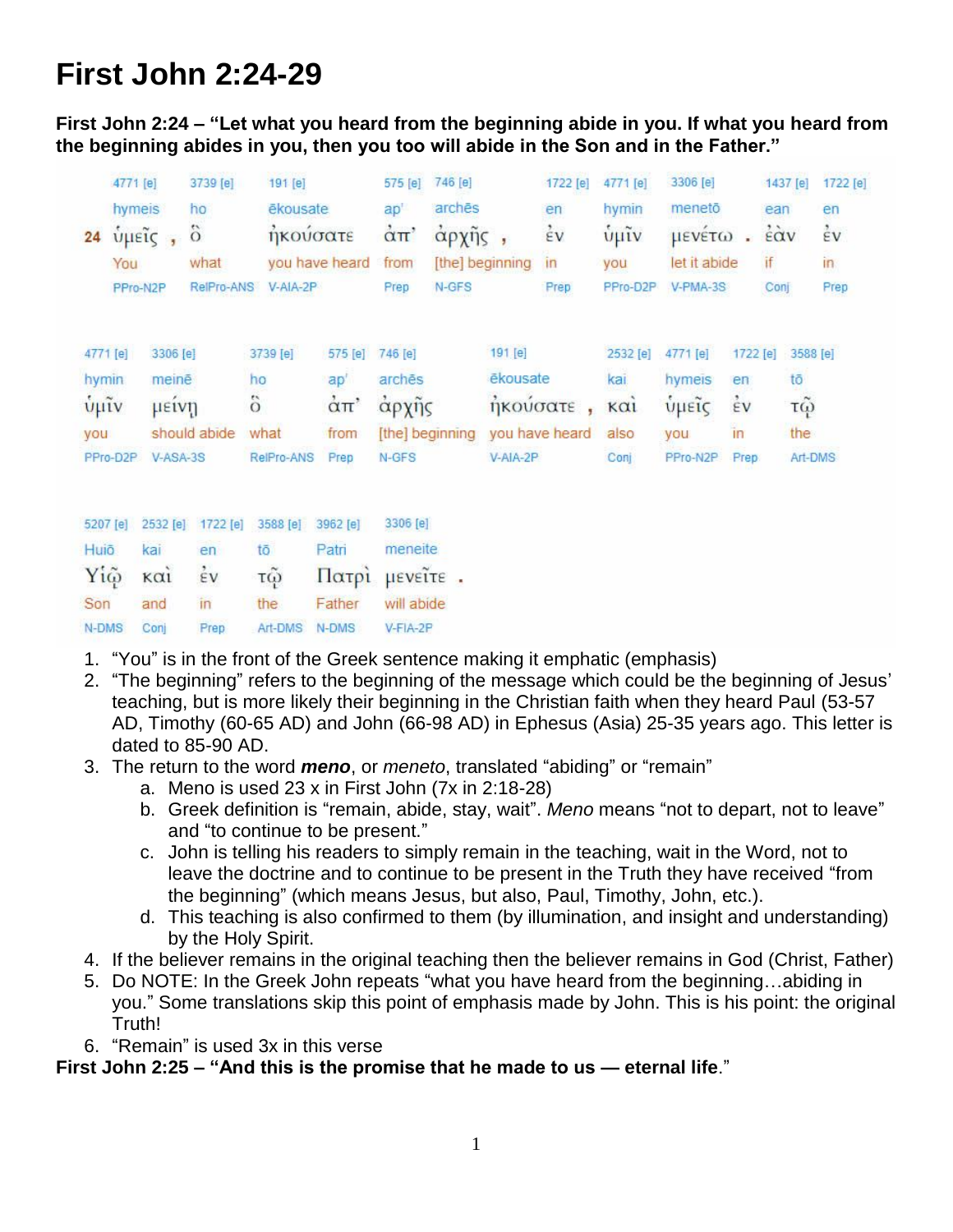# First John 2:24-29

**First John 2:24 – "Let what you heard from the beginning abide in you. If what you heard from the beginning abides in you, then you too will abide in the Son and in the Father."**

| | 4771 [e] | 3739 [e] | 191 [e] | 575 [e] | 746 [e] | 1722 [e] | 4771 [e] | 3306 [e] | 1437 [e] | 1722 [e] |
|---|---|---|---|---|---|---|---|---|---|---|
| | hymeis | ho | ēkousate | ap' | archēs | en | hymin | menetō | ean | en |
| 24 | ὑμεῖς , | ὃ | ἠκούσατε | ἀπ' | ἀρχῆς , | ἐν | ὑμῖν | μενέτω . | ἐὰν | ἐν |
| | You | what | you have heard | from | [the] beginning | in | you | let it abide | if | in |
| | PPro-N2P | RelPro-ANS | V-AIA-2P | Prep | N-GFS | Prep | PPro-D2P | V-PMA-3S | Conj | Prep |

| 4771 [e] | 3306 [e] | 3739 [e] | 575 [e] | 746 [e] | 191 [e] | 2532 [e] | 4771 [e] | 1722 [e] | 3588 [e] |
|---|---|---|---|---|---|---|---|---|---|
| hymin | meinē | ho | ap' | archēs | ēkousate | kai | hymeis | en | tō |
| ὑμῖν | μείνῃ | ὃ | ἀπ' | ἀρχῆς | ἠκούσατε , | καὶ | ὑμεῖς | ἐν | τῷ |
| you | should abide | what | from | [the] beginning | you have heard | also | you | in | the |
| PPro-D2P | V-ASA-3S | RelPro-ANS | Prep | N-GFS | V-AIA-2P | Conj | PPro-N2P | Prep | Art-DMS |

| 5207 [e] | 2532 [e] | 1722 [e] | 3588 [e] | 3962 [e] | 3306 [e] |
|---|---|---|---|---|---|
| Huiō | kai | en | tō | Patri | meneite |
| Υἱῷ | καὶ | ἐν | τῷ | Πατρὶ | μενεῖτε . |
| Son | and | in | the | Father | will abide |
| N-DMS | Conj | Prep | Art-DMS | N-DMS | V-FIA-2P |

1. "You" is in the front of the Greek sentence making it emphatic (emphasis)
2. "The beginning" refers to the beginning of the message which could be the beginning of Jesus' teaching, but is more likely their beginning in the Christian faith when they heard Paul (53-57 AD, Timothy (60-65 AD) and John (66-98 AD) in Ephesus (Asia) 25-35 years ago. This letter is dated to 85-90 AD.
3. The return to the word ***meno***, or *meneto*, translated "abiding" or "remain"
   a. Meno is used 23 x in First John (7x in 2:18-28)
   b. Greek definition is "remain, abide, stay, wait". *Meno* means "not to depart, not to leave" and "to continue to be present."
   c. John is telling his readers to simply remain in the teaching, wait in the Word, not to leave the doctrine and to continue to be present in the Truth they have received "from the beginning" (which means Jesus, but also, Paul, Timothy, John, etc.).
   d. This teaching is also confirmed to them (by illumination, and insight and understanding) by the Holy Spirit.
4. If the believer remains in the original teaching then the believer remains in God (Christ, Father)
5. Do NOTE: In the Greek John repeats "what you have heard from the beginning…abiding in you." Some translations skip this point of emphasis made by John. This is his point: the original Truth!
6. "Remain" is used 3x in this verse

**First John 2:25 – "And this is the promise that he made to us — eternal life**."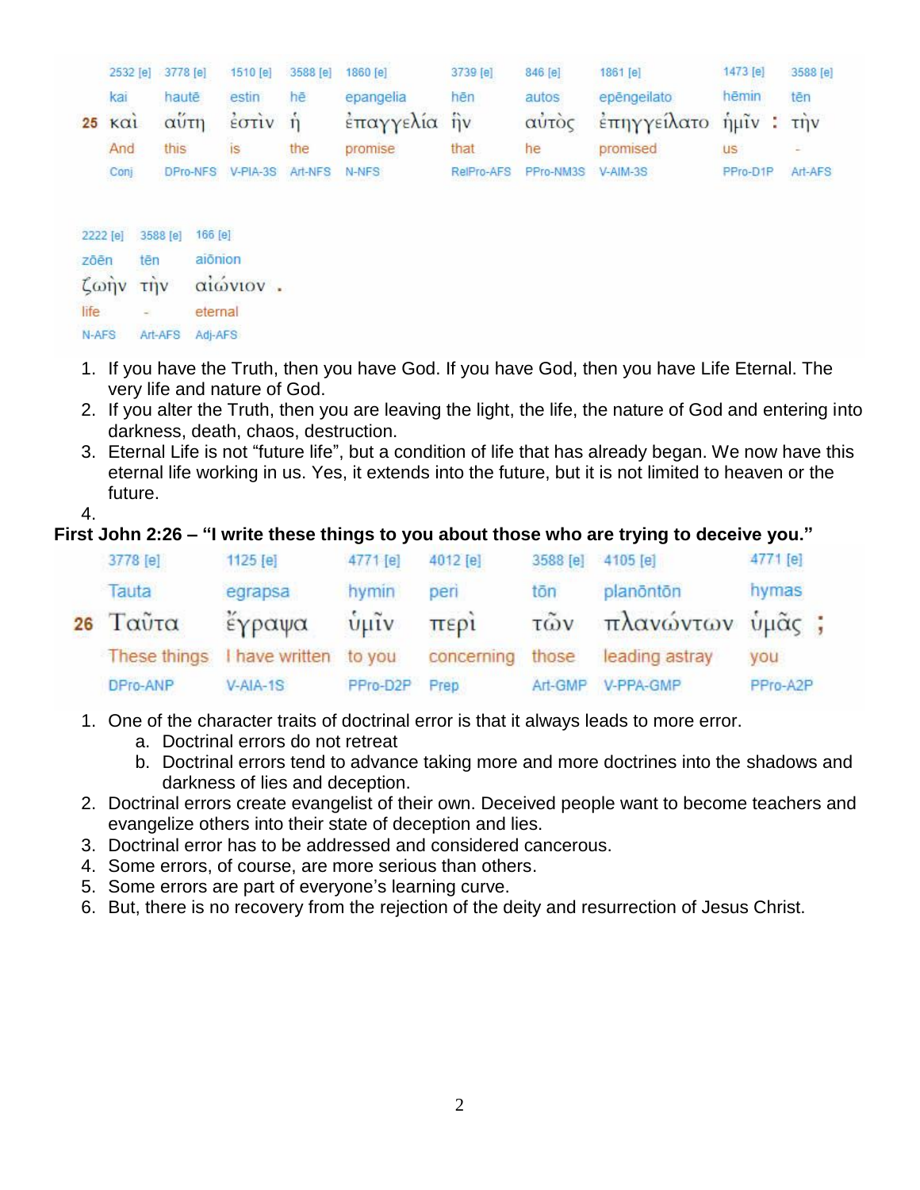| | 2532 [e] | 3778 [e] | 1510 [e] | 3588 [e] | 1860 [e] | 3739 [e] | 846 [e] | 1861 [e] | 1473 [e] | 3588 [e] |
|---|---|---|---|---|---|---|---|---|---|---|
| | kai | hautē | estin | hē | epangelia | hēn | autos | epēngeilato | hēmin | tēn |
| 25 | καὶ | αὕτη | ἐστὶν | ἡ | ἐπαγγελία | ἣν | αὐτὸς | ἐπηγγείλατο | ἡμῖν : | τὴν |
| | And | this | is | the | promise | that | he | promised | us | - |
| | Conj | DPro-NFS | V-PIA-3S | Art-NFS | N-NFS | RelPro-AFS | PPro-NM3S | V-AIM-3S | PPro-D1P | Art-AFS |

| 2222 [e] | 3588 [e] | 166 [e] |
|---|---|---|
| zōēn | tēn | aiōnion |
| ζωὴν | τὴν | αἰώνιον . |
| life | - | eternal |
| N-AFS | Art-AFS | Adj-AFS |

1. If you have the Truth, then you have God. If you have God, then you have Life Eternal. The very life and nature of God.
2. If you alter the Truth, then you are leaving the light, the life, the nature of God and entering into darkness, death, chaos, destruction.
3. Eternal Life is not "future life", but a condition of life that has already began. We now have this eternal life working in us. Yes, it extends into the future, but it is not limited to heaven or the future.
4.

**First John 2:26 – "I write these things to you about those who are trying to deceive you."**

| | 3778 [e] | 1125 [e] | 4771 [e] | 4012 [e] | 3588 [e] | 4105 [e] | 4771 [e] |
|---|---|---|---|---|---|---|---|
| | Tauta | egrapsa | hymin | peri | tōn | planōntōn | hymas |
| 26 | Ταῦτα | ἔγραψα | ὑμῖν | περὶ | τῶν | πλανώντων | ὑμᾶς ; |
| | These things | I have written | to you | concerning | those | leading astray | you |
| | DPro-ANP | V-AIA-1S | PPro-D2P | Prep | Art-GMP | V-PPA-GMP | PPro-A2P |

1. One of the character traits of doctrinal error is that it always leads to more error.
   a. Doctrinal errors do not retreat
   b. Doctrinal errors tend to advance taking more and more doctrines into the shadows and darkness of lies and deception.
2. Doctrinal errors create evangelist of their own. Deceived people want to become teachers and evangelize others into their state of deception and lies.
3. Doctrinal error has to be addressed and considered cancerous.
4. Some errors, of course, are more serious than others.
5. Some errors are part of everyone's learning curve.
6. But, there is no recovery from the rejection of the deity and resurrection of Jesus Christ.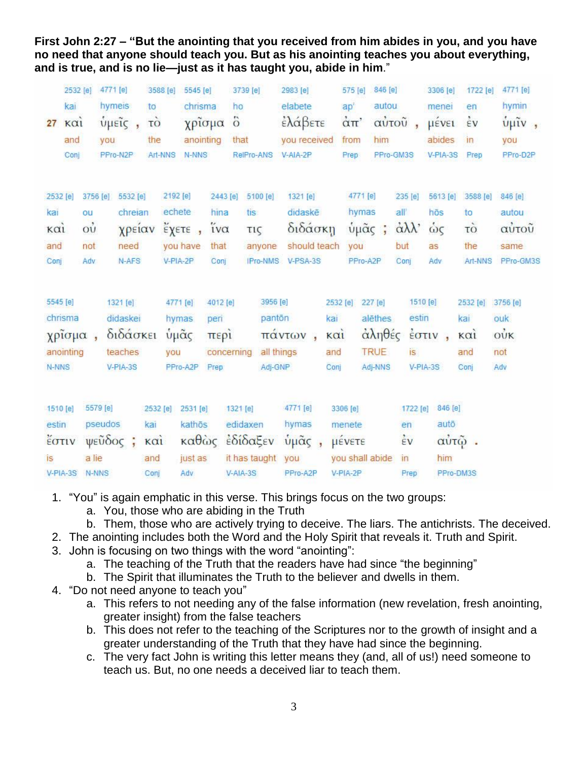**First John 2:27 – "But the anointing that you received from him abides in you, and you have no need that anyone should teach you. But as his anointing teaches you about everything, and is true, and is no lie—just as it has taught you, abide in him."**

| | 2532 [e] | 4771 [e] | 3588 [e] | 5545 [e] | 3739 [e] | 2983 [e] | 575 [e] | 846 [e] | 3306 [e] | 1722 [e] | 4771 [e] |
|---|---|---|---|---|---|---|---|---|---|---|---|
| | kai | hymeis | to | chrisma | ho | elabete | ap' | autou | menei | en | hymin |
| 27 | καὶ | ὑμεῖς , | τὸ | χρῖσμα | ὃ | ἐλάβετε | ἀπ' | αὐτοῦ , | μένει | ἐν | ὑμῖν , |
| | and | you | the | anointing | that | you received | from | him | abides | in | you |
| | Conj | PPro-N2P | Art-NNS | N-NNS | RelPro-ANS | V-AIA-2P | Prep | PPro-GM3S | V-PIA-3S | Prep | PPro-D2P |

| 2532 [e] | 3756 [e] | 5532 [e] | 2192 [e] | 2443 [e] | 5100 [e] | 1321 [e] | 4771 [e] | 235 [e] | 5613 [e] | 3588 [e] | 846 [e] |
|---|---|---|---|---|---|---|---|---|---|---|---|
| kai | ou | chreian | echete | hina | tis | didaskē | hymas | all' | hōs | to | autou |
| καὶ | οὐ | χρείαν | ἔχετε , | ἵνα | τις | διδάσκῃ | ὑμᾶς ; | ἀλλ' | ὡς | τὸ | αὐτοῦ |
| and | not | need | you have | that | anyone | should teach | you | but | as | the | same |
| Conj | Adv | N-AFS | V-PIA-2P | Conj | IPro-NMS | V-PSA-3S | PPro-A2P | Conj | Adv | Art-NNS | PPro-GM3S |

| 5545 [e] | 1321 [e] | 4771 [e] | 4012 [e] | 3956 [e] | 2532 [e] | 227 [e] | 1510 [e] | 2532 [e] | 3756 [e] |
|---|---|---|---|---|---|---|---|---|---|
| chrisma | didaskei | hymas | peri | pantōn | kai | alēthes | estin | kai | ouk |
| χρῖσμα , | διδάσκει | ὑμᾶς | περὶ | πάντων , | καὶ | ἀληθές | ἐστιν , | καὶ | οὐκ |
| anointing | teaches | you | concerning | all things | and | TRUE | is | and | not |
| N-NNS | V-PIA-3S | PPro-A2P | Prep | Adj-GNP | Conj | Adj-NNS | V-PIA-3S | Conj | Adv |

| 1510 [e] | 5579 [e] | 2532 [e] | 2531 [e] | 1321 [e] | 4771 [e] | 3306 [e] | 1722 [e] | 846 [e] |
|---|---|---|---|---|---|---|---|---|
| estin | pseudos | kai | kathōs | edidaxen | hymas | menete | en | autō |
| ἐστιν | ψεῦδος ; | καὶ | καθὼς | ἐδίδαξεν | ὑμᾶς , | μένετε | ἐν | αὐτῷ . |
| is | a lie | and | just as | it has taught | you | you shall abide | in | him |
| V-PIA-3S | N-NNS | Conj | Adv | V-AIA-3S | PPro-A2P | V-PIA-2P | Prep | PPro-DM3S |

1. "You" is again emphatic in this verse. This brings focus on the two groups:
   a. You, those who are abiding in the Truth
   b. Them, those who are actively trying to deceive. The liars. The antichrists. The deceived.
2. The anointing includes both the Word and the Holy Spirit that reveals it. Truth and Spirit.
3. John is focusing on two things with the word "anointing":
   a. The teaching of the Truth that the readers have had since "the beginning"
   b. The Spirit that illuminates the Truth to the believer and dwells in them.
4. "Do not need anyone to teach you"
   a. This refers to not needing any of the false information (new revelation, fresh anointing, greater insight) from the false teachers
   b. This does not refer to the teaching of the Scriptures nor to the growth of insight and a greater understanding of the Truth that they have had since the beginning.
   c. The very fact John is writing this letter means they (and, all of us!) need someone to teach us. But, no one needs a deceived liar to teach them.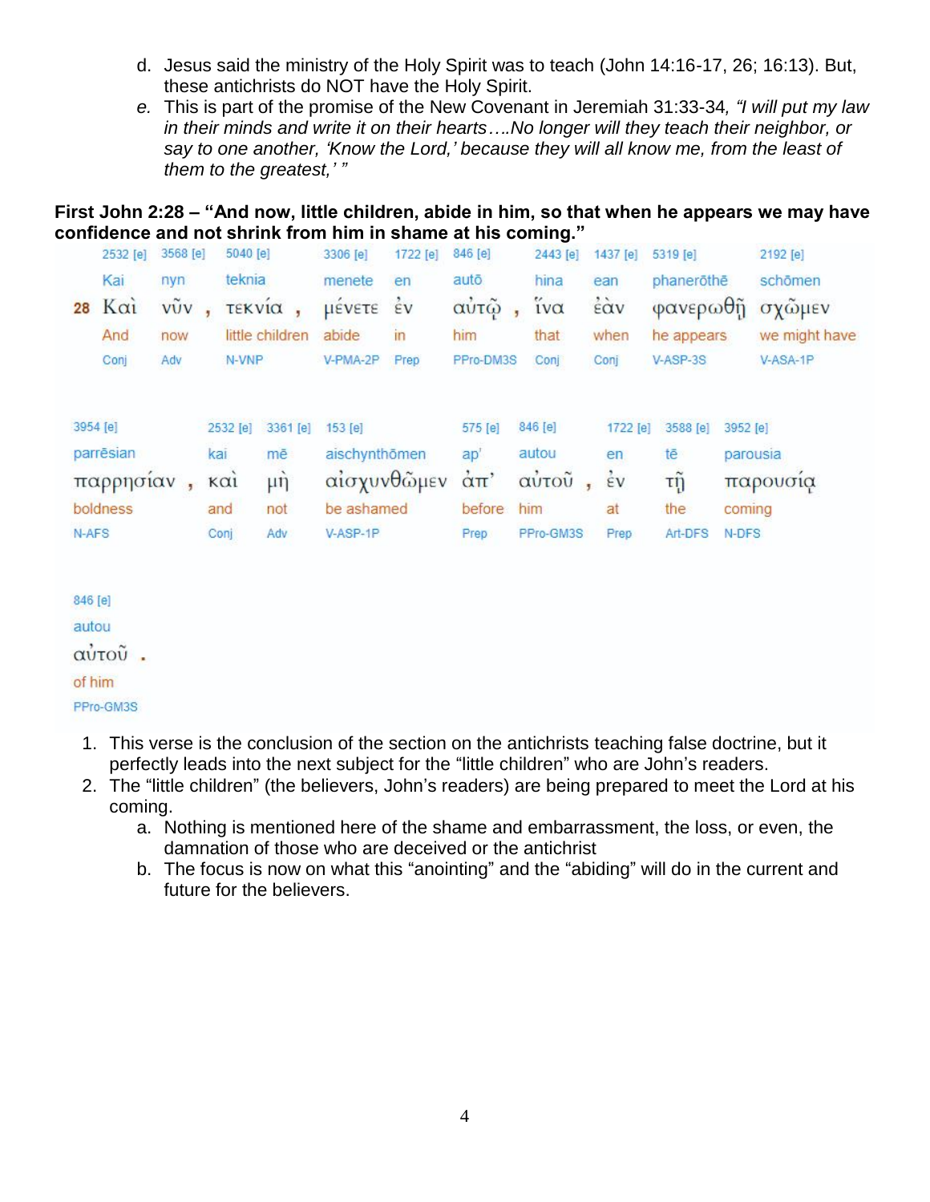d. Jesus said the ministry of the Holy Spirit was to teach (John 14:16-17, 26; 16:13). But, these antichrists do NOT have the Holy Spirit.

*e.* This is part of the promise of the New Covenant in Jeremiah 31:33-34*, "I will put my law in their minds and write it on their hearts….No longer will they teach their neighbor, or say to one another, 'Know the Lord,' because they will all know me, from the least of them to the greatest,' "*

**First John 2:28 – "And now, little children, abide in him, so that when he appears we may have confidence and not shrink from him in shame at his coming."**

| | 2532 [e] | 3568 [e] | 5040 [e] | 3306 [e] | 1722 [e] | 846 [e] | 2443 [e] | 1437 [e] | 5319 [e] | 2192 [e] |
|---|---|---|---|---|---|---|---|---|---|---|
| | Kai | nyn | teknia | menete | en | autō | hina | ean | phanerōthē | schōmen |
| 28 | Καὶ | νῦν , | τεκνία , | μένετε | ἐν | αὐτῷ , | ἵνα | ἐὰν | φανερωθῇ | σχῶμεν |
| | And | now | little children | abide | in | him | that | when | he appears | we might have |
| | Conj | Adv | N-VNP | V-PMA-2P | Prep | PPro-DM3S | Conj | Conj | V-ASP-3S | V-ASA-1P |

| 3954 [e] | 2532 [e] | 3361 [e] | 153 [e] | 575 [e] | 846 [e] | 1722 [e] | 3588 [e] | 3952 [e] |
|---|---|---|---|---|---|---|---|---|
| parrēsian | kai | mē | aischynthōmen | ap' | autou | en | tē | parousia |
| παρρησίαν , | καὶ | μὴ | αἰσχυνθῶμεν | ἀπ' | αὐτοῦ , | ἐν | τῇ | παρουσίᾳ |
| boldness | and | not | be ashamed | before | him | at | the | coming |
| N-AFS | Conj | Adv | V-ASP-1P | Prep | PPro-GM3S | Prep | Art-DFS | N-DFS |

| 846 [e] |
|---|
| autou |
| αὐτοῦ . |
| of him |
| PPro-GM3S |

1. This verse is the conclusion of the section on the antichrists teaching false doctrine, but it perfectly leads into the next subject for the "little children" who are John's readers.
2. The "little children" (the believers, John's readers) are being prepared to meet the Lord at his coming.
   a. Nothing is mentioned here of the shame and embarrassment, the loss, or even, the damnation of those who are deceived or the antichrist
   b. The focus is now on what this "anointing" and the "abiding" will do in the current and future for the believers.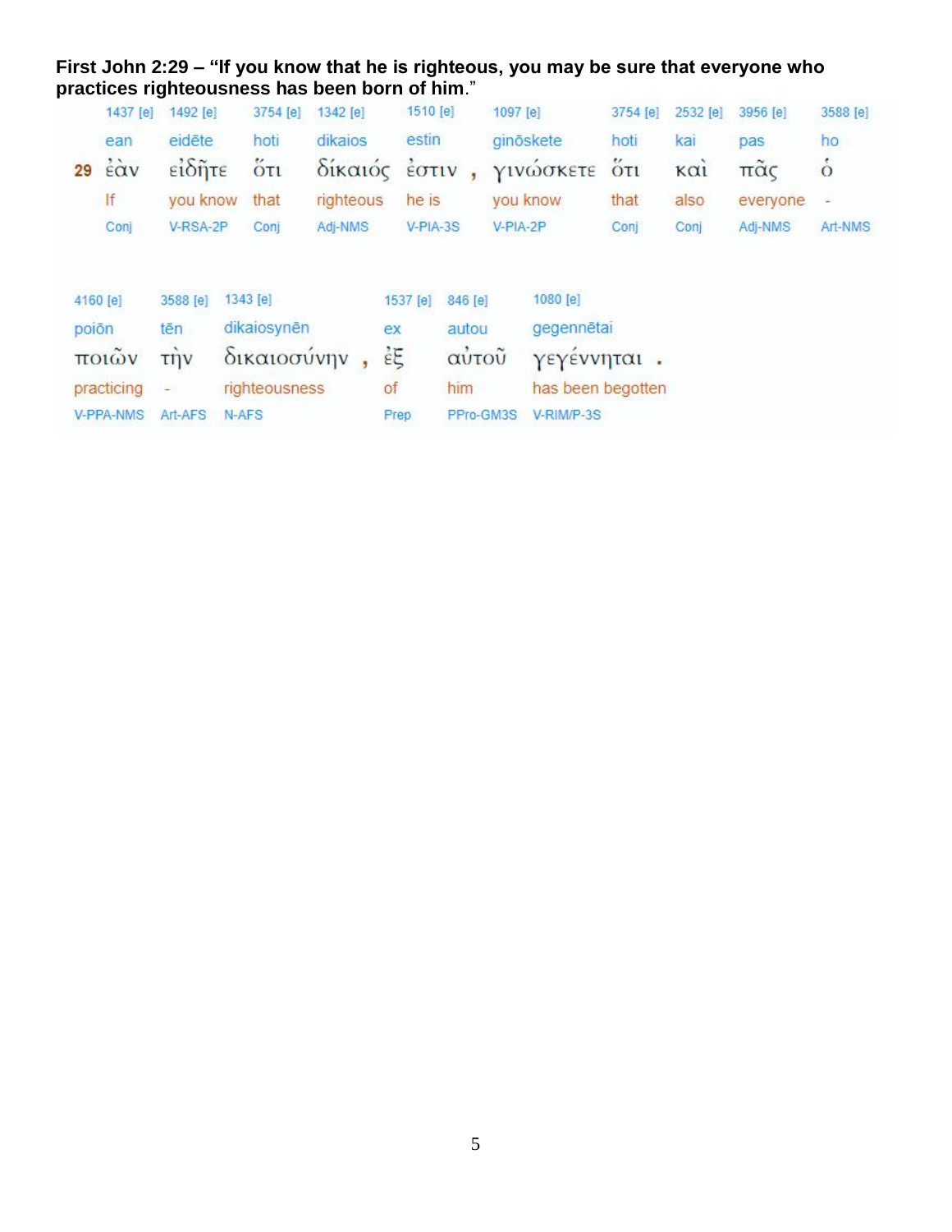**First John 2:29 – "If you know that he is righteous, you may be sure that everyone who practices righteousness has been born of him**."

| | | | | | | | | | | |
|---|---|---|---|---|---|---|---|---|---|---|
| | 1437 [e] | 1492 [e] | 3754 [e] | 1342 [e] | 1510 [e] | 1097 [e] | 3754 [e] | 2532 [e] | 3956 [e] | 3588 [e] |
| | ean | eidēte | hoti | dikaios | estin | ginōskete | hoti | kai | pas | ho |
| 29 | ἐὰν | εἰδῆτε | ὅτι | δίκαιός | ἐστιν , | γινώσκετε | ὅτι | καὶ | πᾶς | ὁ |
| | If | you know | that | righteous | he is | you know | that | also | everyone | - |
| | Conj | V-RSA-2P | Conj | Adj-NMS | V-PIA-3S | V-PIA-2P | Conj | Conj | Adj-NMS | Art-NMS |

| | | | | | |
|---|---|---|---|---|---|
| 4160 [e] | 3588 [e] | 1343 [e] | 1537 [e] | 846 [e] | 1080 [e] |
| poiōn | tēn | dikaiosynēn | ex | autou | gegennētai |
| ποιῶν | τὴν | δικαιοσύνην , | ἐξ | αὐτοῦ | γεγέννηται . |
| practicing | - | righteousness | of | him | has been begotten |
| V-PPA-NMS | Art-AFS | N-AFS | Prep | PPro-GM3S | V-RIM/P-3S |